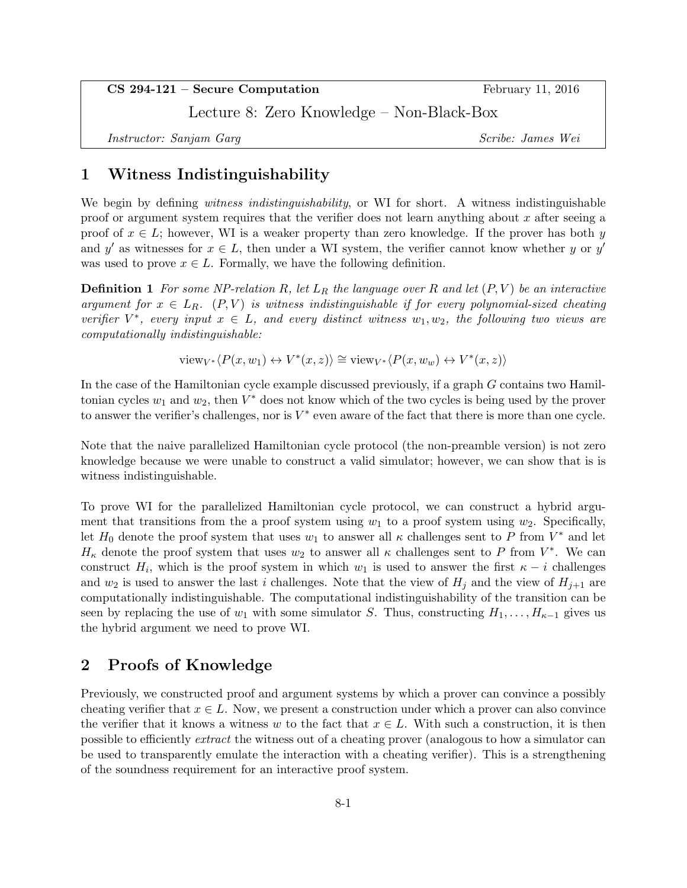CS 294-121 – Secure Computation | February 11, 2016

Lecture 8: Zero Knowledge – Non-Black-Box

*Instructor: Sanjam Garg* | *Scribe: James Wei*

# 1 Witness Indistinguishability

We begin by defining *witness indistinguishability*, or WI for short. A witness indistinguishable proof or argument system requires that the verifier does not learn anything about $x$ after seeing a proof of $x \in L$; however, WI is a weaker property than zero knowledge. If the prover has both $y$ and $y'$ as witnesses for $x \in L$, then under a WI system, the verifier cannot know whether $y$ or $y'$ was used to prove $x \in L$. Formally, we have the following definition.

**Definition 1** *For some NP-relation $R$, let $L_R$ the language over $R$ and let $(P, V)$ be an interactive argument for $x \in L_R$. $(P, V)$ is witness indistinguishable if for every polynomial-sized cheating verifier $V^*$, every input $x \in L$, and every distinct witness $w_1, w_2$, the following two views are computationally indistinguishable:*

$$\text{view}_{V^*}\langle P(x, w_1) \leftrightarrow V^*(x, z)\rangle \cong \text{view}_{V^*}\langle P(x, w_w) \leftrightarrow V^*(x, z)\rangle$$

In the case of the Hamiltonian cycle example discussed previously, if a graph $G$ contains two Hamiltonian cycles $w_1$ and $w_2$, then $V^*$ does not know which of the two cycles is being used by the prover to answer the verifier's challenges, nor is $V^*$ even aware of the fact that there is more than one cycle.

Note that the naive parallelized Hamiltonian cycle protocol (the non-preamble version) is not zero knowledge because we were unable to construct a valid simulator; however, we can show that is is witness indistinguishable.

To prove WI for the parallelized Hamiltonian cycle protocol, we can construct a hybrid argument that transitions from the a proof system using $w_1$ to a proof system using $w_2$. Specifically, let $H_0$ denote the proof system that uses $w_1$ to answer all $\kappa$ challenges sent to $P$ from $V^*$ and let $H_\kappa$ denote the proof system that uses $w_2$ to answer all $\kappa$ challenges sent to $P$ from $V^*$. We can construct $H_i$, which is the proof system in which $w_1$ is used to answer the first $\kappa - i$ challenges and $w_2$ is used to answer the last $i$ challenges. Note that the view of $H_j$ and the view of $H_{j+1}$ are computationally indistinguishable. The computational indistinguishability of the transition can be seen by replacing the use of $w_1$ with some simulator $S$. Thus, constructing $H_1, \ldots, H_{\kappa-1}$ gives us the hybrid argument we need to prove WI.

# 2 Proofs of Knowledge

Previously, we constructed proof and argument systems by which a prover can convince a possibly cheating verifier that $x \in L$. Now, we present a construction under which a prover can also convince the verifier that it knows a witness $w$ to the fact that $x \in L$. With such a construction, it is then possible to efficiently *extract* the witness out of a cheating prover (analogous to how a simulator can be used to transparently emulate the interaction with a cheating verifier). This is a strengthening of the soundness requirement for an interactive proof system.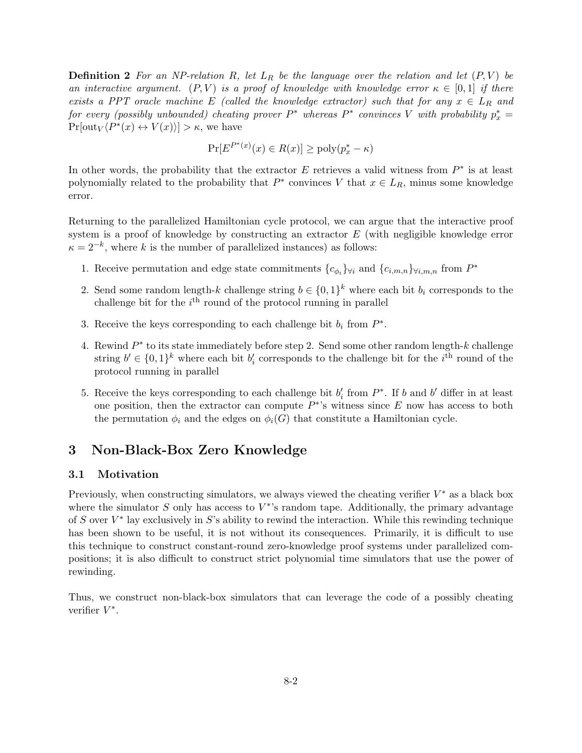**Definition 2** *For an NP-relation $R$, let $L_R$ be the language over the relation and let $(P, V)$ be an interactive argument. $(P, V)$ is a proof of knowledge with knowledge error $\kappa \in [0, 1]$ if there exists a PPT oracle machine $E$ (called the knowledge extractor) such that for any $x \in L_R$ and for every (possibly unbounded) cheating prover $P^*$ whereas $P^*$ convinces $V$ with probability $p_x^* =$* $\Pr[\text{out}_V\langle P^*(x) \leftrightarrow V(x)\rangle] > \kappa$, we have

$$\Pr[E^{P^*(x)}(x) \in R(x)] \geq \text{poly}(p_x^* - \kappa)$$

In other words, the probability that the extractor $E$ retrieves a valid witness from $P^*$ is at least polynomially related to the probability that $P^*$ convinces $V$ that $x \in L_R$, minus some knowledge error.

Returning to the parallelized Hamiltonian cycle protocol, we can argue that the interactive proof system is a proof of knowledge by constructing an extractor $E$ (with negligible knowledge error $\kappa = 2^{-k}$, where $k$ is the number of parallelized instances) as follows:

1. Receive permutation and edge state commitments $\{c_{\phi_i}\}_{\forall i}$ and $\{c_{i,m,n}\}_{\forall i,m,n}$ from $P^*$
2. Send some random length-$k$ challenge string $b \in \{0, 1\}^k$ where each bit $b_i$ corresponds to the challenge bit for the $i^{\text{th}}$ round of the protocol running in parallel
3. Receive the keys corresponding to each challenge bit $b_i$ from $P^*$.
4. Rewind $P^*$ to its state immediately before step 2. Send some other random length-$k$ challenge string $b' \in \{0, 1\}^k$ where each bit $b'_i$ corresponds to the challenge bit for the $i^{\text{th}}$ round of the protocol running in parallel
5. Receive the keys corresponding to each challenge bit $b'_i$ from $P^*$. If $b$ and $b'$ differ in at least one position, then the extractor can compute $P^*$'s witness since $E$ now has access to both the permutation $\phi_i$ and the edges on $\phi_i(G)$ that constitute a Hamiltonian cycle.

# 3 Non-Black-Box Zero Knowledge

## 3.1 Motivation

Previously, when constructing simulators, we always viewed the cheating verifier $V^*$ as a black box where the simulator $S$ only has access to $V^*$'s random tape. Additionally, the primary advantage of $S$ over $V^*$ lay exclusively in $S$'s ability to rewind the interaction. While this rewinding technique has been shown to be useful, it is not without its consequences. Primarily, it is difficult to use this technique to construct constant-round zero-knowledge proof systems under parallelized compositions; it is also difficult to construct strict polynomial time simulators that use the power of rewinding.

Thus, we construct non-black-box simulators that can leverage the code of a possibly cheating verifier $V^*$.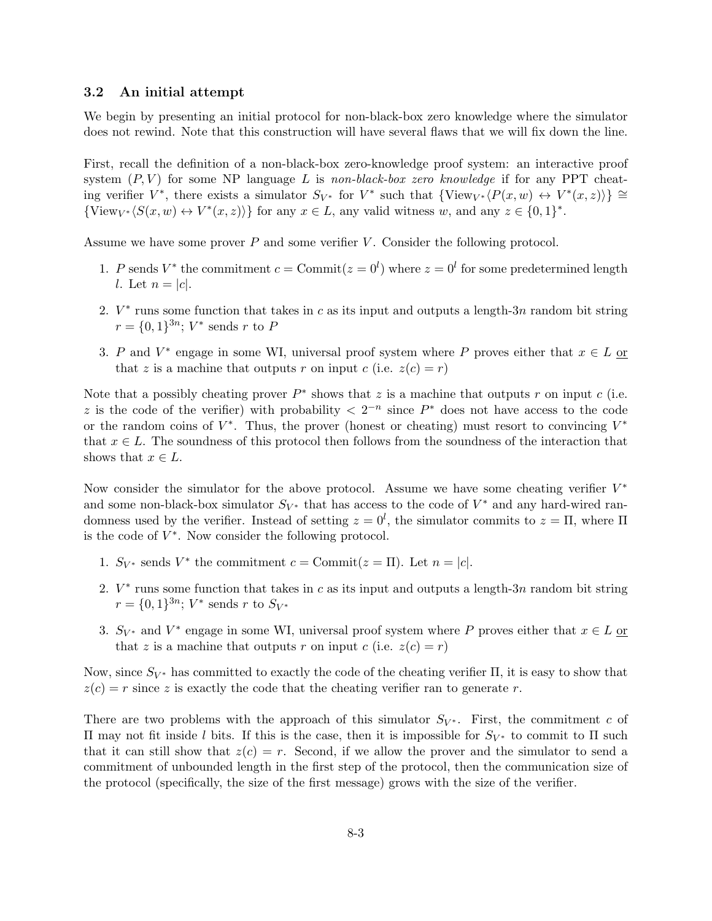### 3.2 An initial attempt

We begin by presenting an initial protocol for non-black-box zero knowledge where the simulator does not rewind. Note that this construction will have several flaws that we will fix down the line.

First, recall the definition of a non-black-box zero-knowledge proof system: an interactive proof system $(P, V)$ for some NP language $L$ is *non-black-box zero knowledge* if for any PPT cheating verifier $V^*$, there exists a simulator $S_{V^*}$ for $V^*$ such that $\{\text{View}_{V^*}\langle P(x, w) \leftrightarrow V^*(x, z)\rangle\} \cong \{\text{View}_{V^*}\langle S(x, w) \leftrightarrow V^*(x, z)\rangle\}$ for any $x \in L$, any valid witness $w$, and any $z \in \{0, 1\}^*$.

Assume we have some prover $P$ and some verifier $V$. Consider the following protocol.

1. $P$ sends $V^*$ the commitment $c = \text{Commit}(z = 0^l)$ where $z = 0^l$ for some predetermined length $l$. Let $n = |c|$.
2. $V^*$ runs some function that takes in $c$ as its input and outputs a length-$3n$ random bit string $r = \{0, 1\}^{3n}$; $V^*$ sends $r$ to $P$
3. $P$ and $V^*$ engage in some WI, universal proof system where $P$ proves either that $x \in L$ or that $z$ is a machine that outputs $r$ on input $c$ (i.e. $z(c) = r$)

Note that a possibly cheating prover $P^*$ shows that $z$ is a machine that outputs $r$ on input $c$ (i.e. $z$ is the code of the verifier) with probability $< 2^{-n}$ since $P^*$ does not have access to the code or the random coins of $V^*$. Thus, the prover (honest or cheating) must resort to convincing $V^*$ that $x \in L$. The soundness of this protocol then follows from the soundness of the interaction that shows that $x \in L$.

Now consider the simulator for the above protocol. Assume we have some cheating verifier $V^*$ and some non-black-box simulator $S_{V^*}$ that has access to the code of $V^*$ and any hard-wired randomness used by the verifier. Instead of setting $z = 0^l$, the simulator commits to $z = \Pi$, where $\Pi$ is the code of $V^*$. Now consider the following protocol.

1. $S_{V^*}$ sends $V^*$ the commitment $c = \text{Commit}(z = \Pi)$. Let $n = |c|$.
2. $V^*$ runs some function that takes in $c$ as its input and outputs a length-$3n$ random bit string $r = \{0, 1\}^{3n}$; $V^*$ sends $r$ to $S_{V^*}$
3. $S_{V^*}$ and $V^*$ engage in some WI, universal proof system where $P$ proves either that $x \in L$ or that $z$ is a machine that outputs $r$ on input $c$ (i.e. $z(c) = r$)

Now, since $S_{V^*}$ has committed to exactly the code of the cheating verifier $\Pi$, it is easy to show that $z(c) = r$ since $z$ is exactly the code that the cheating verifier ran to generate $r$.

There are two problems with the approach of this simulator $S_{V^*}$. First, the commitment $c$ of $\Pi$ may not fit inside $l$ bits. If this is the case, then it is impossible for $S_{V^*}$ to commit to $\Pi$ such that it can still show that $z(c) = r$. Second, if we allow the prover and the simulator to send a commitment of unbounded length in the first step of the protocol, then the communication size of the protocol (specifically, the size of the first message) grows with the size of the verifier.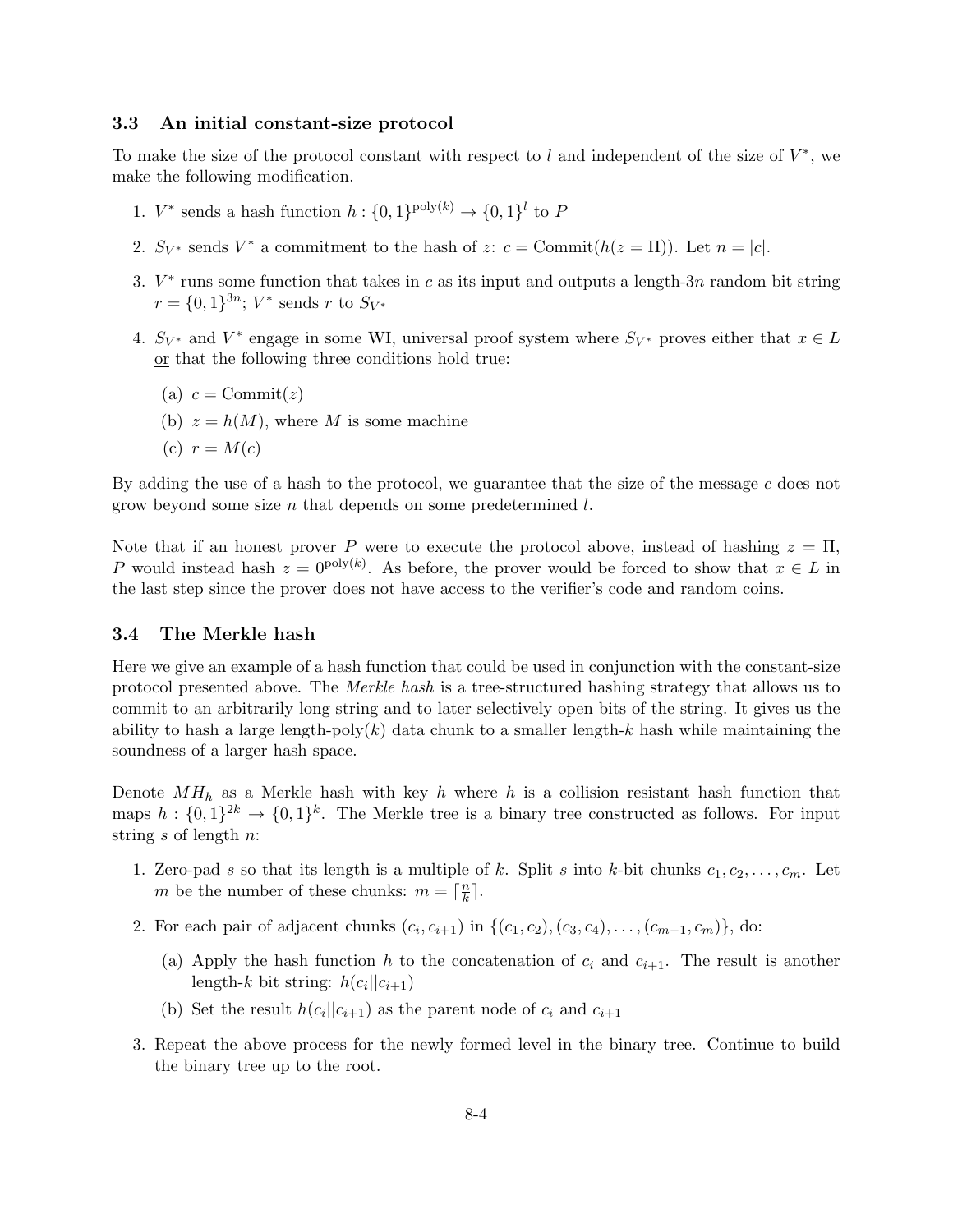### 3.3 An initial constant-size protocol

To make the size of the protocol constant with respect to $l$ and independent of the size of $V^*$, we make the following modification.

1. $V^*$ sends a hash function $h : \{0,1\}^{\text{poly}(k)} \to \{0,1\}^l$ to $P$
2. $S_{V^*}$ sends $V^*$ a commitment to the hash of $z$: $c = \text{Commit}(h(z = \Pi))$. Let $n = |c|$.
3. $V^*$ runs some function that takes in $c$ as its input and outputs a length-$3n$ random bit string $r = \{0,1\}^{3n}$; $V^*$ sends $r$ to $S_{V^*}$
4. $S_{V^*}$ and $V^*$ engage in some WI, universal proof system where $S_{V^*}$ proves either that $x \in L$ or that the following three conditions hold true:
   (a) $c = \text{Commit}(z)$
   (b) $z = h(M)$, where $M$ is some machine
   (c) $r = M(c)$

By adding the use of a hash to the protocol, we guarantee that the size of the message $c$ does not grow beyond some size $n$ that depends on some predetermined $l$.

Note that if an honest prover $P$ were to execute the protocol above, instead of hashing $z = \Pi$, $P$ would instead hash $z = 0^{\text{poly}(k)}$. As before, the prover would be forced to show that $x \in L$ in the last step since the prover does not have access to the verifier's code and random coins.

### 3.4 The Merkle hash

Here we give an example of a hash function that could be used in conjunction with the constant-size protocol presented above. The *Merkle hash* is a tree-structured hashing strategy that allows us to commit to an arbitrarily long string and to later selectively open bits of the string. It gives us the ability to hash a large length-poly($k$) data chunk to a smaller length-$k$ hash while maintaining the soundness of a larger hash space.

Denote $MH_h$ as a Merkle hash with key $h$ where $h$ is a collision resistant hash function that maps $h : \{0,1\}^{2k} \to \{0,1\}^k$. The Merkle tree is a binary tree constructed as follows. For input string $s$ of length $n$:

1. Zero-pad $s$ so that its length is a multiple of $k$. Split $s$ into $k$-bit chunks $c_1, c_2, \ldots, c_m$. Let $m$ be the number of these chunks: $m = \lceil \frac{n}{k} \rceil$.
2. For each pair of adjacent chunks $(c_i, c_{i+1})$ in $\{(c_1, c_2), (c_3, c_4), \ldots, (c_{m-1}, c_m)\}$, do:
   (a) Apply the hash function $h$ to the concatenation of $c_i$ and $c_{i+1}$. The result is another length-$k$ bit string: $h(c_i || c_{i+1})$
   (b) Set the result $h(c_i || c_{i+1})$ as the parent node of $c_i$ and $c_{i+1}$
3. Repeat the above process for the newly formed level in the binary tree. Continue to build the binary tree up to the root.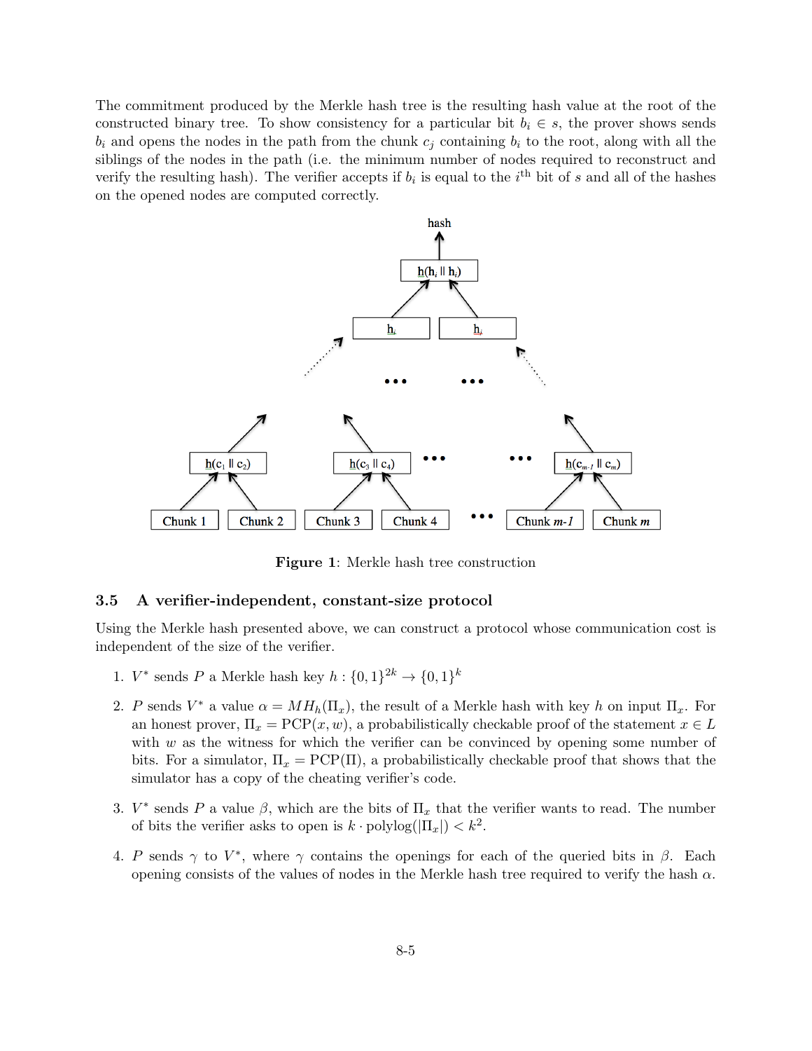The commitment produced by the Merkle hash tree is the resulting hash value at the root of the constructed binary tree. To show consistency for a particular bit $b_i \in s$, the prover shows sends $b_i$ and opens the nodes in the path from the chunk $c_j$ containing $b_i$ to the root, along with all the siblings of the nodes in the path (i.e. the minimum number of nodes required to reconstruct and verify the resulting hash). The verifier accepts if $b_i$ is equal to the $i^{\text{th}}$ bit of $s$ and all of the hashes on the opened nodes are computed correctly.

**Figure 1**: Merkle hash tree construction

### 3.5 A verifier-independent, constant-size protocol

Using the Merkle hash presented above, we can construct a protocol whose communication cost is independent of the size of the verifier.

1. $V^*$ sends $P$ a Merkle hash key $h : \{0,1\}^{2k} \to \{0,1\}^k$
2. $P$ sends $V^*$ a value $\alpha = MH_h(\Pi_x)$, the result of a Merkle hash with key $h$ on input $\Pi_x$. For an honest prover, $\Pi_x = \text{PCP}(x, w)$, a probabilistically checkable proof of the statement $x \in L$ with $w$ as the witness for which the verifier can be convinced by opening some number of bits. For a simulator, $\Pi_x = \text{PCP}(\Pi)$, a probabilistically checkable proof that shows that the simulator has a copy of the cheating verifier's code.
3. $V^*$ sends $P$ a value $\beta$, which are the bits of $\Pi_x$ that the verifier wants to read. The number of bits the verifier asks to open is $k \cdot \text{polylog}(|\Pi_x|) < k^2$.
4. $P$ sends $\gamma$ to $V^*$, where $\gamma$ contains the openings for each of the queried bits in $\beta$. Each opening consists of the values of nodes in the Merkle hash tree required to verify the hash $\alpha$.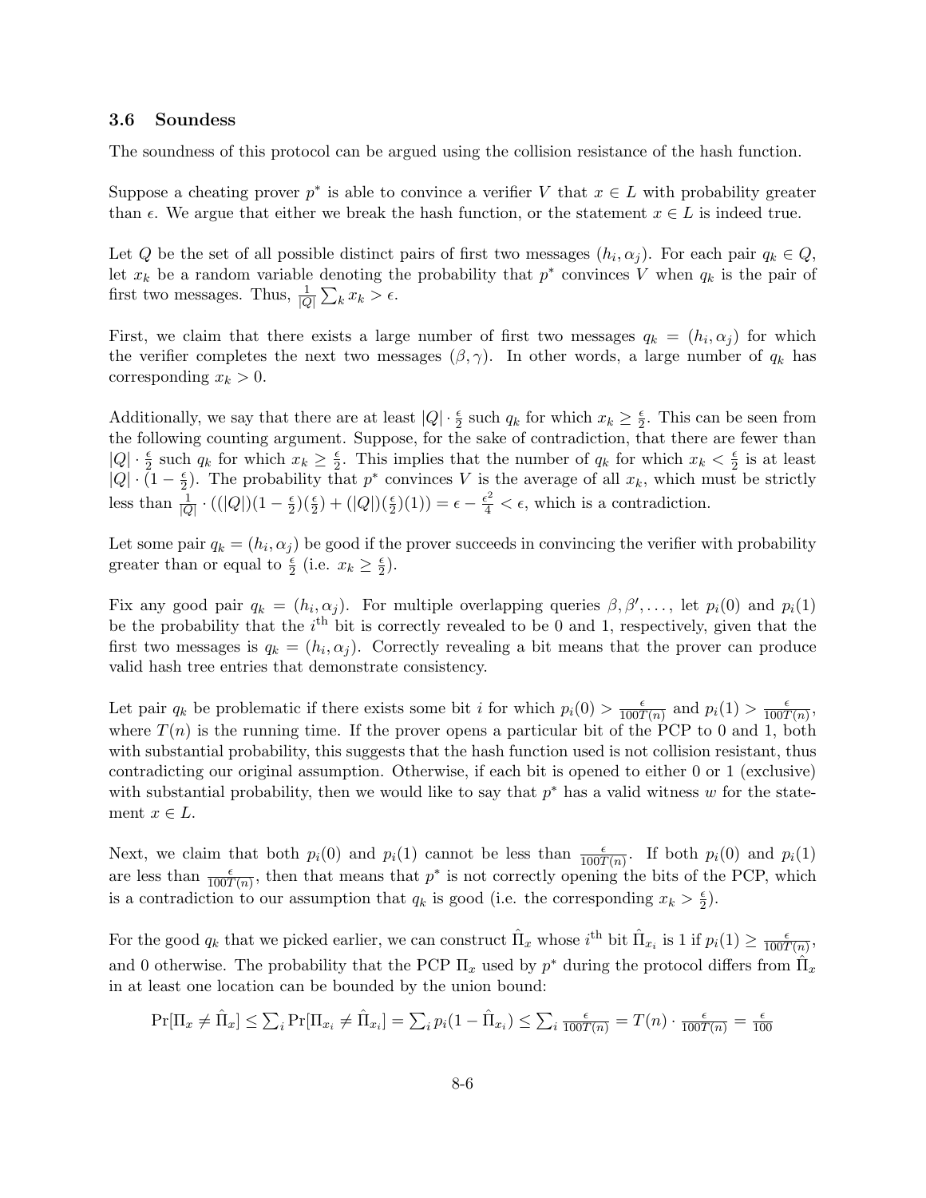### 3.6 Soundess

The soundness of this protocol can be argued using the collision resistance of the hash function.

Suppose a cheating prover $p^*$ is able to convince a verifier $V$ that $x \in L$ with probability greater than $\epsilon$. We argue that either we break the hash function, or the statement $x \in L$ is indeed true.

Let $Q$ be the set of all possible distinct pairs of first two messages $(h_i, \alpha_j)$. For each pair $q_k \in Q$, let $x_k$ be a random variable denoting the probability that $p^*$ convinces $V$ when $q_k$ is the pair of first two messages. Thus, $\frac{1}{|Q|}\sum_k x_k > \epsilon$.

First, we claim that there exists a large number of first two messages $q_k = (h_i, \alpha_j)$ for which the verifier completes the next two messages $(\beta, \gamma)$. In other words, a large number of $q_k$ has corresponding $x_k > 0$.

Additionally, we say that there are at least $|Q| \cdot \frac{\epsilon}{2}$ such $q_k$ for which $x_k \geq \frac{\epsilon}{2}$. This can be seen from the following counting argument. Suppose, for the sake of contradiction, that there are fewer than $|Q| \cdot \frac{\epsilon}{2}$ such $q_k$ for which $x_k \geq \frac{\epsilon}{2}$. This implies that the number of $q_k$ for which $x_k < \frac{\epsilon}{2}$ is at least $|Q| \cdot (1 - \frac{\epsilon}{2})$. The probability that $p^*$ convinces $V$ is the average of all $x_k$, which must be strictly less than $\frac{1}{|Q|} \cdot ((|Q|)(1 - \frac{\epsilon}{2})(\frac{\epsilon}{2}) + (|Q|)(\frac{\epsilon}{2})(1)) = \epsilon - \frac{\epsilon^2}{4} < \epsilon$, which is a contradiction.

Let some pair $q_k = (h_i, \alpha_j)$ be good if the prover succeeds in convincing the verifier with probability greater than or equal to $\frac{\epsilon}{2}$ (i.e. $x_k \geq \frac{\epsilon}{2}$).

Fix any good pair $q_k = (h_i, \alpha_j)$. For multiple overlapping queries $\beta, \beta', \ldots$, let $p_i(0)$ and $p_i(1)$ be the probability that the $i^{\text{th}}$ bit is correctly revealed to be 0 and 1, respectively, given that the first two messages is $q_k = (h_i, \alpha_j)$. Correctly revealing a bit means that the prover can produce valid hash tree entries that demonstrate consistency.

Let pair $q_k$ be problematic if there exists some bit $i$ for which $p_i(0) > \frac{\epsilon}{100T(n)}$ and $p_i(1) > \frac{\epsilon}{100T(n)}$, where $T(n)$ is the running time. If the prover opens a particular bit of the PCP to 0 and 1, both with substantial probability, this suggests that the hash function used is not collision resistant, thus contradicting our original assumption. Otherwise, if each bit is opened to either 0 or 1 (exclusive) with substantial probability, then we would like to say that $p^*$ has a valid witness $w$ for the statement $x \in L$.

Next, we claim that both $p_i(0)$ and $p_i(1)$ cannot be less than $\frac{\epsilon}{100T(n)}$. If both $p_i(0)$ and $p_i(1)$ are less than $\frac{\epsilon}{100T(n)}$, then that means that $p^*$ is not correctly opening the bits of the PCP, which is a contradiction to our assumption that $q_k$ is good (i.e. the corresponding $x_k > \frac{\epsilon}{2}$).

For the good $q_k$ that we picked earlier, we can construct $\hat{\Pi}_x$ whose $i^{\text{th}}$ bit $\hat{\Pi}_{x_i}$ is 1 if $p_i(1) \geq \frac{\epsilon}{100T(n)}$, and 0 otherwise. The probability that the PCP $\Pi_x$ used by $p^*$ during the protocol differs from $\hat{\Pi}_x$ in at least one location can be bounded by the union bound:

$$\Pr[\Pi_x \neq \hat{\Pi}_x] \leq \sum_i \Pr[\Pi_{x_i} \neq \hat{\Pi}_{x_i}] = \sum_i p_i(1 - \hat{\Pi}_{x_i}) \leq \sum_i \frac{\epsilon}{100T(n)} = T(n) \cdot \frac{\epsilon}{100T(n)} = \frac{\epsilon}{100}$$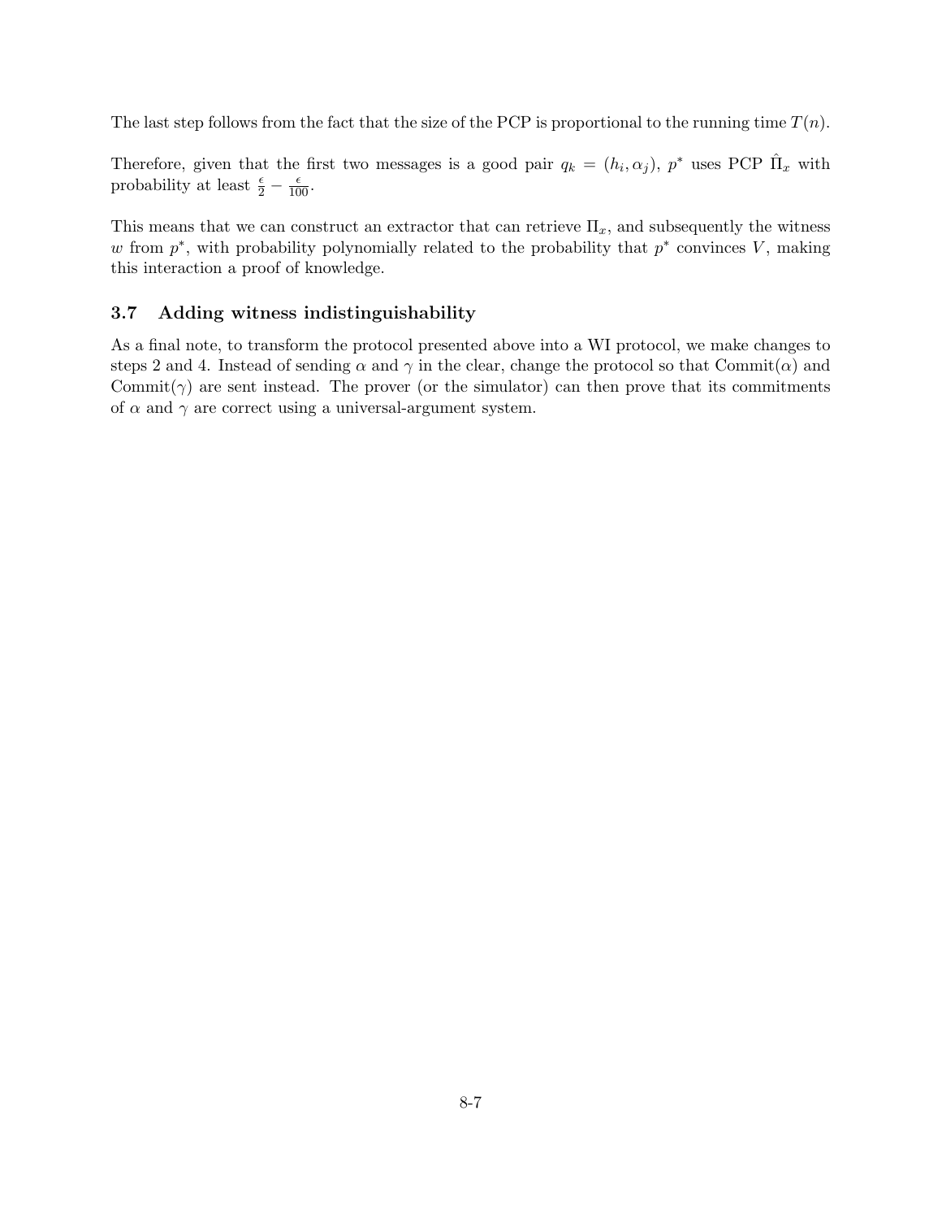The last step follows from the fact that the size of the PCP is proportional to the running time $T(n)$.

Therefore, given that the first two messages is a good pair $q_k = (h_i, \alpha_j)$, $p^*$ uses PCP $\hat{\Pi}_x$ with probability at least $\frac{\epsilon}{2} - \frac{\epsilon}{100}$.

This means that we can construct an extractor that can retrieve $\Pi_x$, and subsequently the witness $w$ from $p^*$, with probability polynomially related to the probability that $p^*$ convinces $V$, making this interaction a proof of knowledge.

### 3.7 Adding witness indistinguishability

As a final note, to transform the protocol presented above into a WI protocol, we make changes to steps 2 and 4. Instead of sending $\alpha$ and $\gamma$ in the clear, change the protocol so that Commit($\alpha$) and Commit($\gamma$) are sent instead. The prover (or the simulator) can then prove that its commitments of $\alpha$ and $\gamma$ are correct using a universal-argument system.